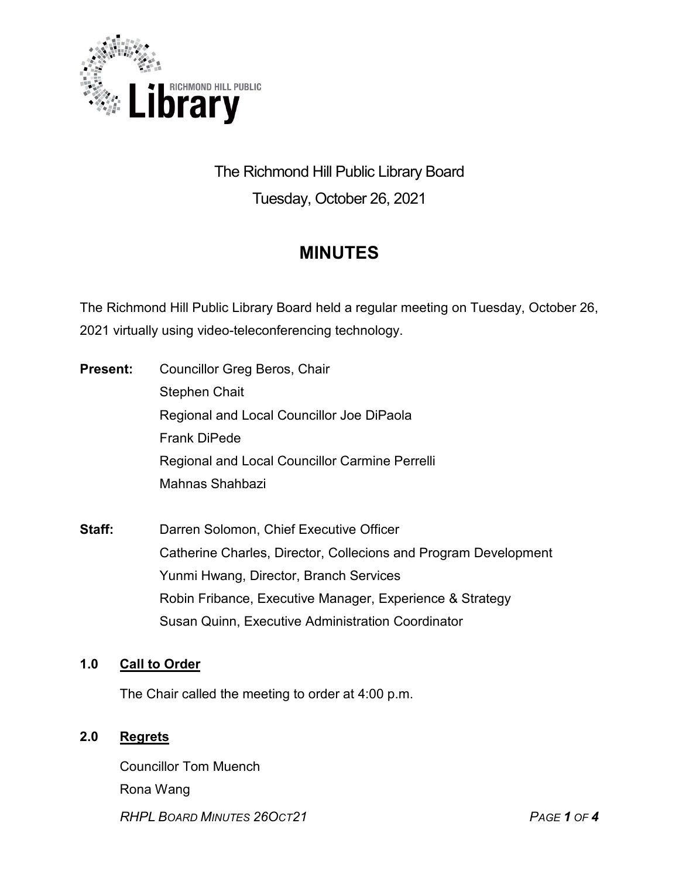The Richmond Hill Public Library Board

Tuesday, October 26, 2021

# MINUTES

The Richmond Hill Public Library Board held a regular meeting on Tuesday, October 26, 2021 virtually using video-teleconferencing technology.

**Present:**
Councillor Greg Beros, Chair
Stephen Chait
Regional and Local Councillor Joe DiPaola
Frank DiPede
Regional and Local Councillor Carmine Perrelli
Mahnas Shahbazi

**Staff:**
Darren Solomon, Chief Executive Officer
Catherine Charles, Director, Collecions and Program Development
Yunmi Hwang, Director, Branch Services
Robin Fribance, Executive Manager, Experience & Strategy
Susan Quinn, Executive Administration Coordinator

## 1.0 Call to Order

The Chair called the meeting to order at 4:00 p.m.

## 2.0 Regrets

Councillor Tom Muench
Rona Wang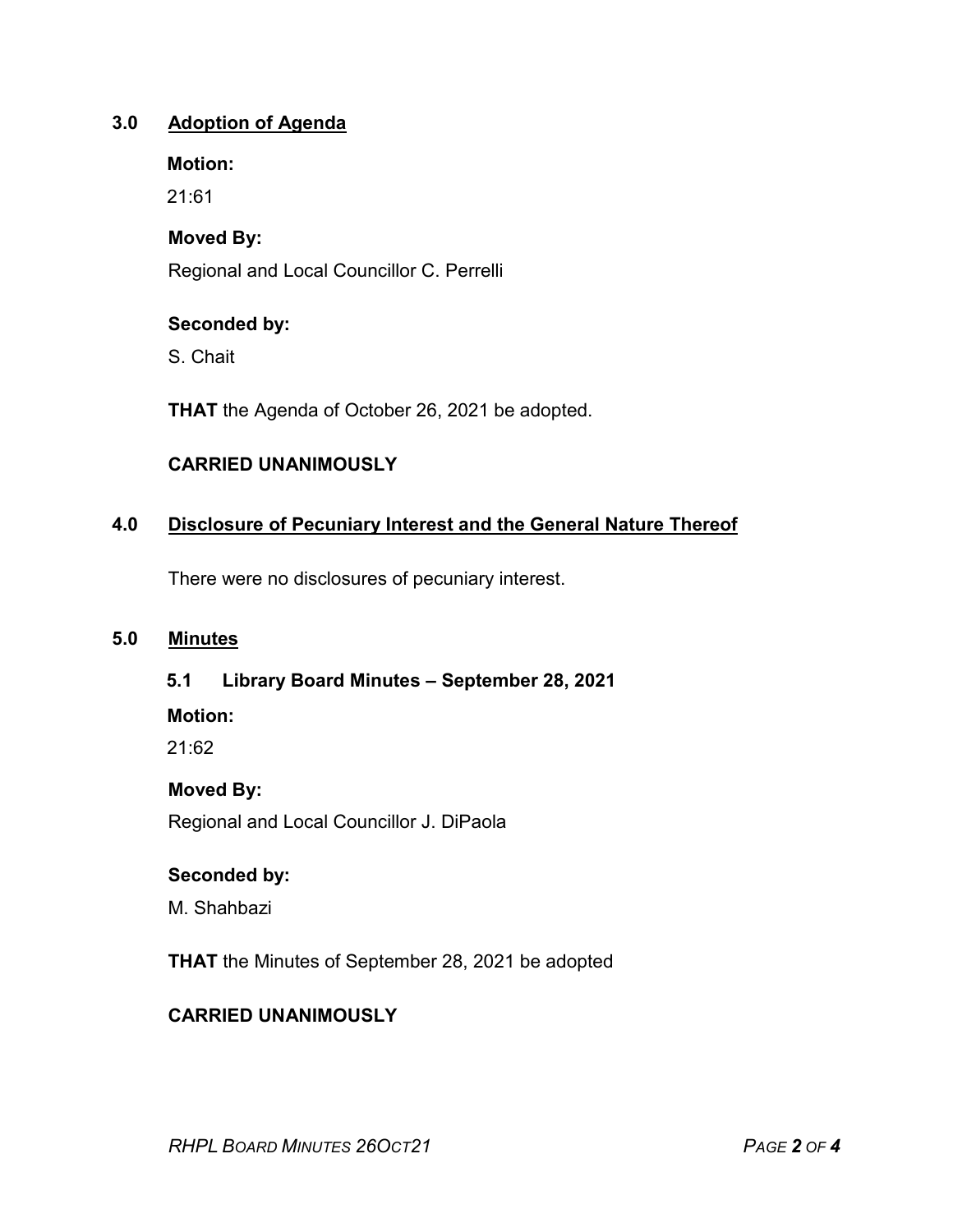## 3.0 Adoption of Agenda

**Motion:**

21:61

**Moved By:**

Regional and Local Councillor C. Perrelli

**Seconded by:**

S. Chait

**THAT** the Agenda of October 26, 2021 be adopted.

**CARRIED UNANIMOUSLY**

## 4.0 Disclosure of Pecuniary Interest and the General Nature Thereof

There were no disclosures of pecuniary interest.

## 5.0 Minutes

### 5.1 Library Board Minutes – September 28, 2021

**Motion:**

21:62

**Moved By:**

Regional and Local Councillor J. DiPaola

**Seconded by:**

M. Shahbazi

**THAT** the Minutes of September 28, 2021 be adopted

**CARRIED UNANIMOUSLY**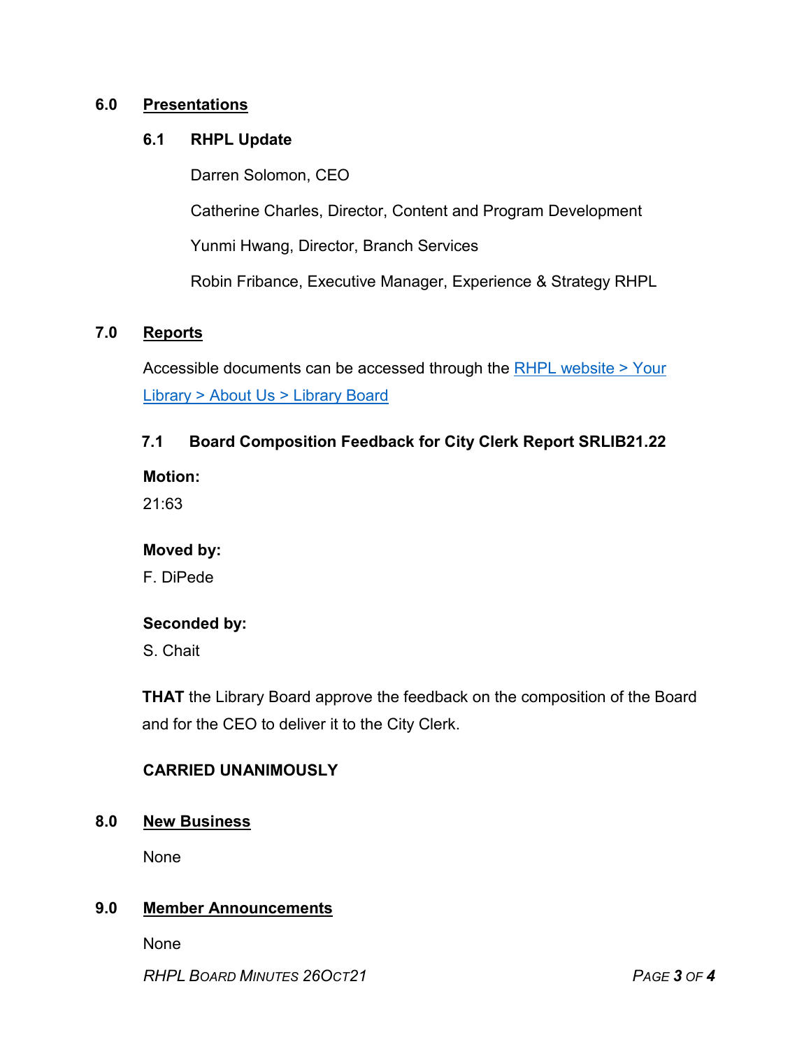## 6.0 Presentations

### 6.1 RHPL Update

Darren Solomon, CEO

Catherine Charles, Director, Content and Program Development

Yunmi Hwang, Director, Branch Services

Robin Fribance, Executive Manager, Experience & Strategy RHPL

## 7.0 Reports

Accessible documents can be accessed through the RHPL website > Your Library > About Us > Library Board

### 7.1 Board Composition Feedback for City Clerk Report SRLIB21.22

**Motion:**

21:63

**Moved by:**

F. DiPede

**Seconded by:**

S. Chait

**THAT** the Library Board approve the feedback on the composition of the Board and for the CEO to deliver it to the City Clerk.

**CARRIED UNANIMOUSLY**

## 8.0 New Business

None

## 9.0 Member Announcements

None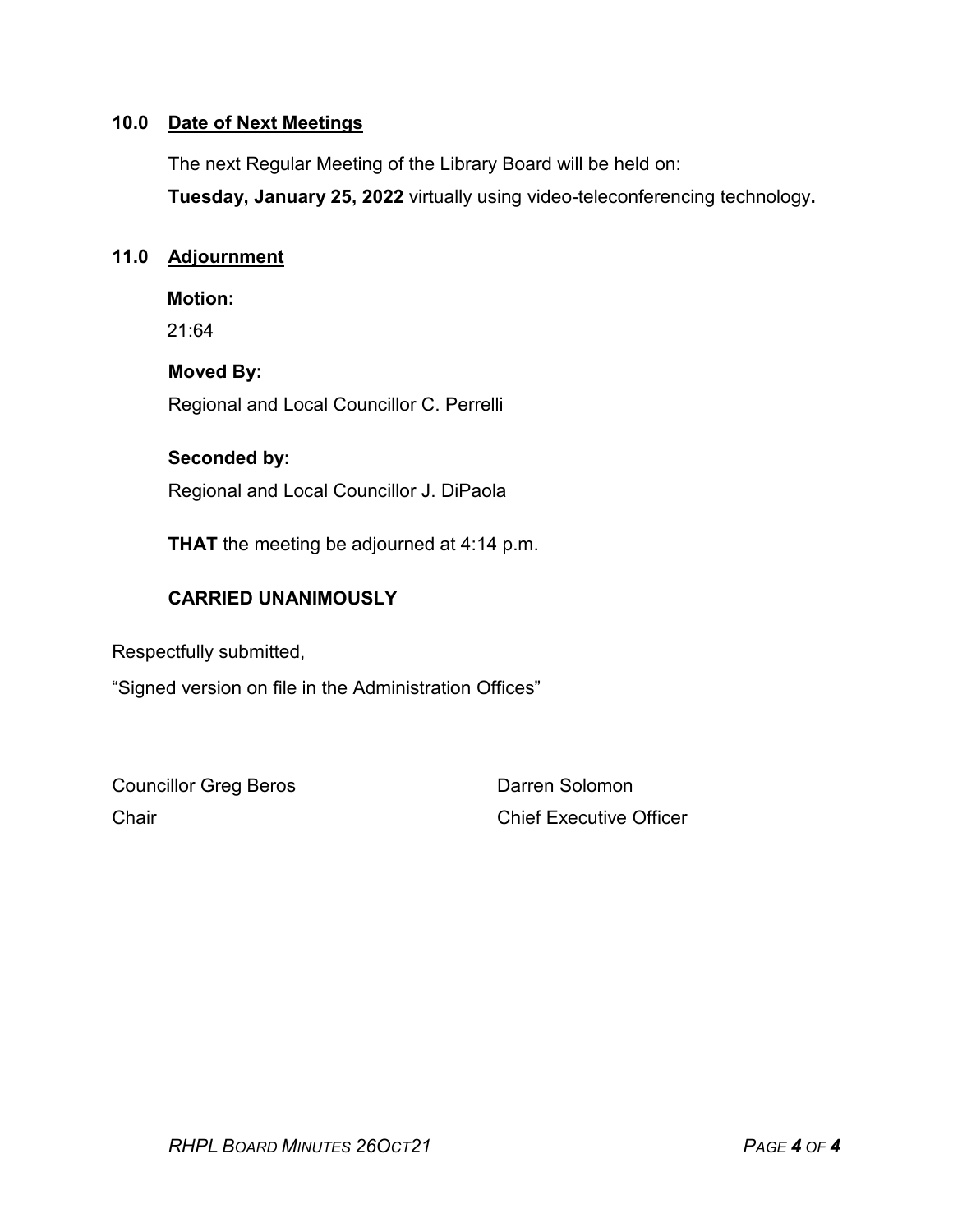## 10.0 Date of Next Meetings

The next Regular Meeting of the Library Board will be held on:

**Tuesday, January 25, 2022** virtually using video-teleconferencing technology**.**

## 11.0 Adjournment

**Motion:**

21:64

**Moved By:**

Regional and Local Councillor C. Perrelli

**Seconded by:**

Regional and Local Councillor J. DiPaola

**THAT** the meeting be adjourned at 4:14 p.m.

**CARRIED UNANIMOUSLY**

Respectfully submitted,

"Signed version on file in the Administration Offices"

Councillor Greg Beros
Chair

Darren Solomon
Chief Executive Officer